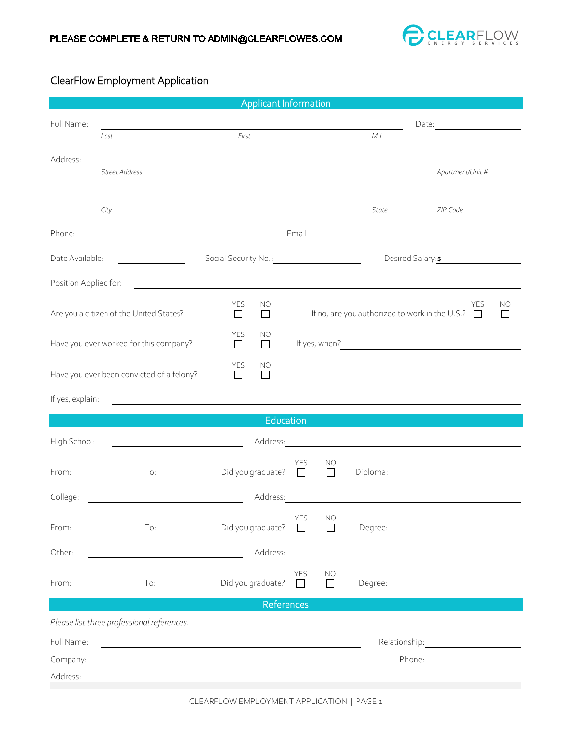**PLEASE COMPLETE & RETURN TO ADMIN@CLEARFLOWES.COM**

CLEARFLOW ENERGY SERVICES

# ClearFlow Employment Application

## Applicant Information

Full Name: ______________________________________________ Date: ______________

*Last* *First* *M.I.*

Address: ______________________________________________________________

*Street Address* *Apartment/Unit #*

______________________________________________________________

*City* *State* *ZIP Code*

Phone: ______________________ Email ______________________________

Date Available: __________ Social Security No.: __________ Desired Salary: $ __________

Position Applied for: ______________________________________________

Are you a citizen of the United States? YES ☐ NO ☐ If no, are you authorized to work in the U.S.? YES ☐ NO ☐

Have you ever worked for this company? YES ☐ NO ☐ If yes, when? ______________________

Have you ever been convicted of a felony? YES ☐ NO ☐

If yes, explain: ______________________________________________

## Education

High School: ______________________ Address: ______________________

From: __________ To: __________ Did you graduate? YES ☐ NO ☐ Diploma: ______________________

College: ______________________ Address: ______________________

From: __________ To: __________ Did you graduate? YES ☐ NO ☐ Degree: ______________________

Other: ______________________ Address:

From: __________ To: __________ Did you graduate? YES ☐ NO ☐ Degree: ______________________

## References

*Please list three professional references.*

Full Name: ______________________________ Relationship: ______________

Company: ______________________________ Phone: ______________

Address: ______________________________________________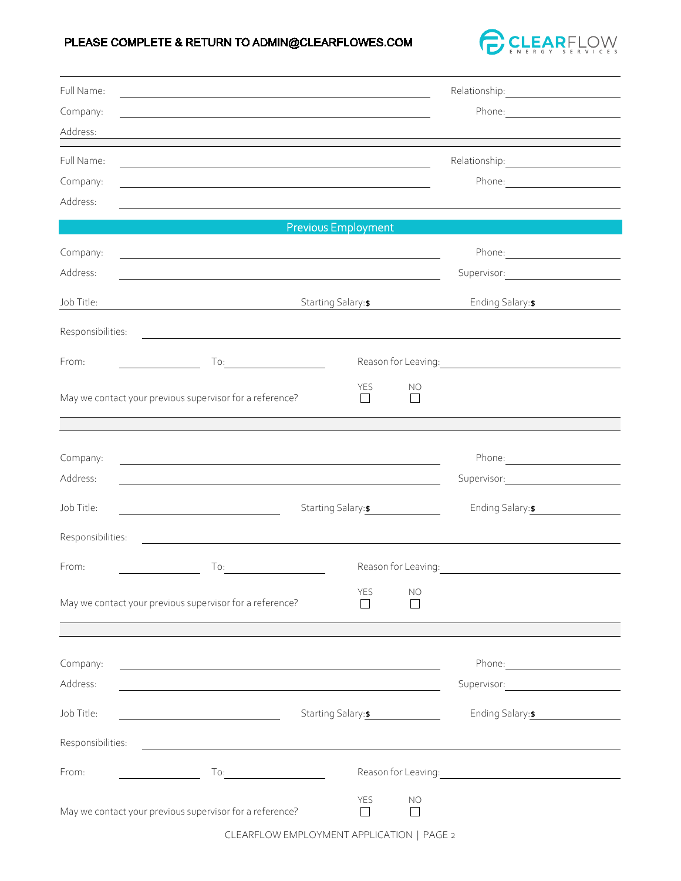**PLEASE COMPLETE & RETURN TO ADMIN@CLEARFLOWES.COM**

Full Name: ____________________ Relationship: ____________

Company: ____________________ Phone: ____________

Address: ____________________

Full Name: ____________________ Relationship: ____________

Company: ____________________ Phone: ____________

Address: ____________________

## Previous Employment

Company: ____________________ Phone: ____________

Address: ____________________ Supervisor: ____________

Job Title: ____________ Starting Salary: $ ____________ Ending Salary: $ ____________

Responsibilities: ____________________

From: ____________ To: ____________ Reason for Leaving: ____________

May we contact your previous supervisor for a reference? YES ☐ NO ☐

Company: ____________________ Phone: ____________

Address: ____________________ Supervisor: ____________

Job Title: ____________ Starting Salary: $ ____________ Ending Salary: $ ____________

Responsibilities: ____________________

From: ____________ To: ____________ Reason for Leaving: ____________

May we contact your previous supervisor for a reference? YES ☐ NO ☐

Company: ____________________ Phone: ____________

Address: ____________________ Supervisor: ____________

Job Title: ____________ Starting Salary: $ ____________ Ending Salary: $ ____________

Responsibilities: ____________________

From: ____________ To: ____________ Reason for Leaving: ____________

May we contact your previous supervisor for a reference? YES ☐ NO ☐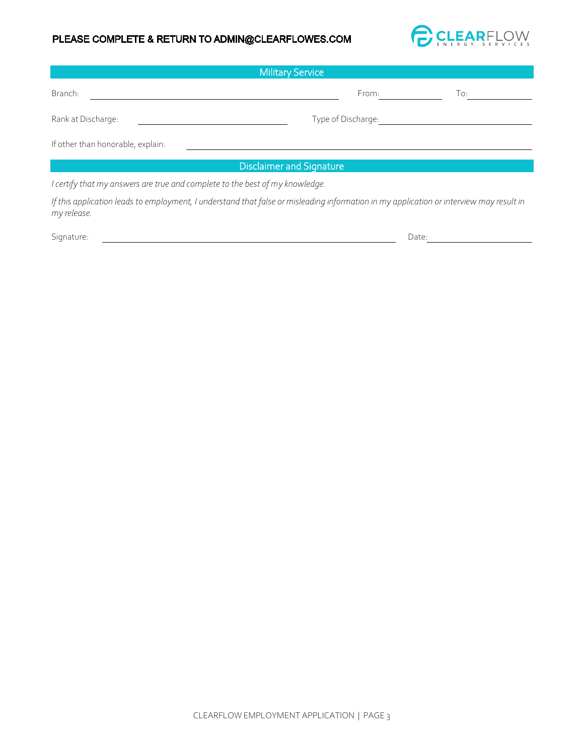PLEASE COMPLETE & RETURN TO ADMIN@CLEARFLOWES.COM

CLEARFLOW ENERGY SERVICES

## Military Service

Branch: ______________________________ From: __________ To: __________

Rank at Discharge: ____________________ Type of Discharge: ____________________

If other than honorable, explain: ______________________________

## Disclaimer and Signature

*I certify that my answers are true and complete to the best of my knowledge.*

*If this application leads to employment, I understand that false or misleading information in my application or interview may result in my release.*

Signature: ______________________________ Date: __________